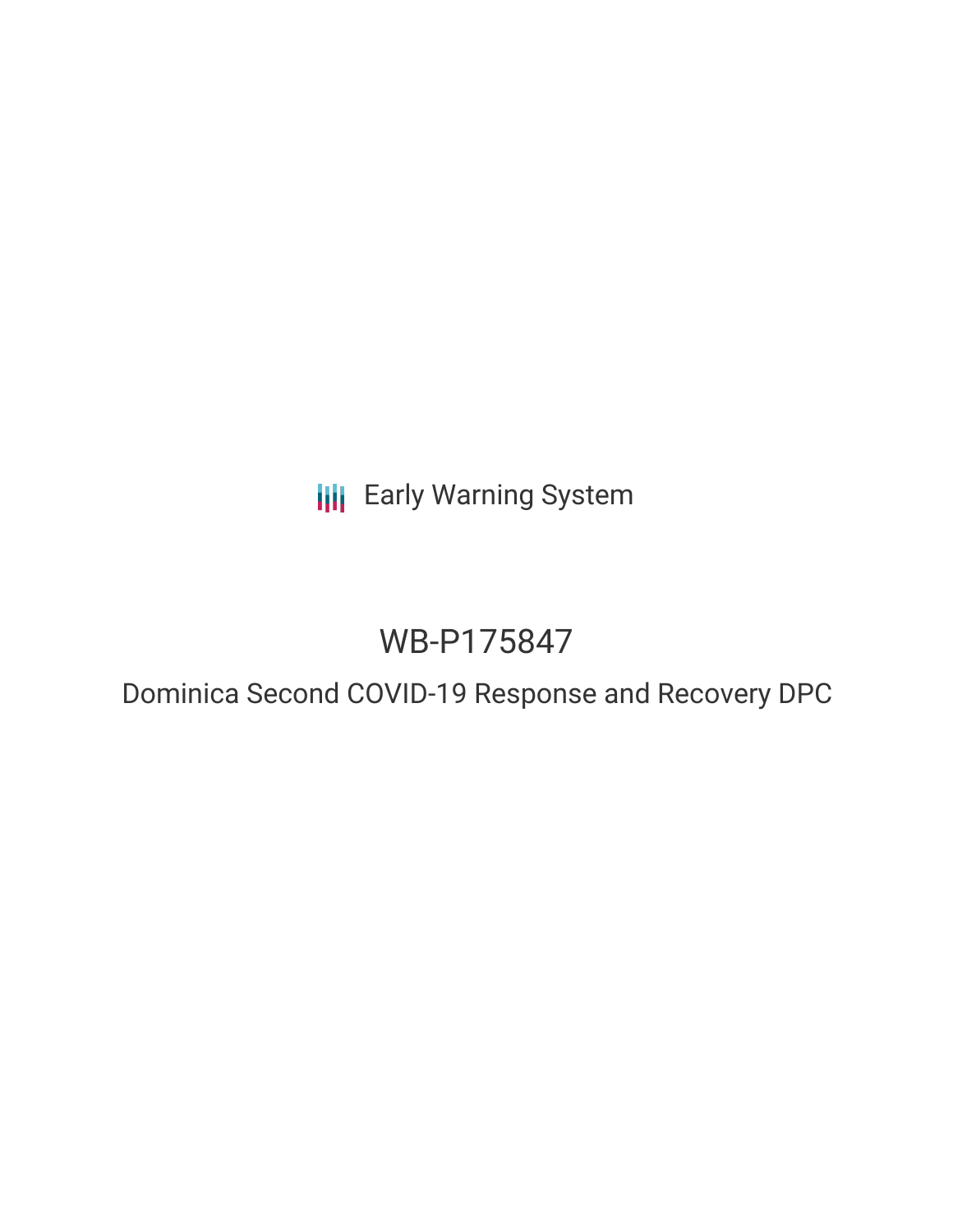Early Warning System

# WB-P175847

## Dominica Second COVID-19 Response and Recovery DPC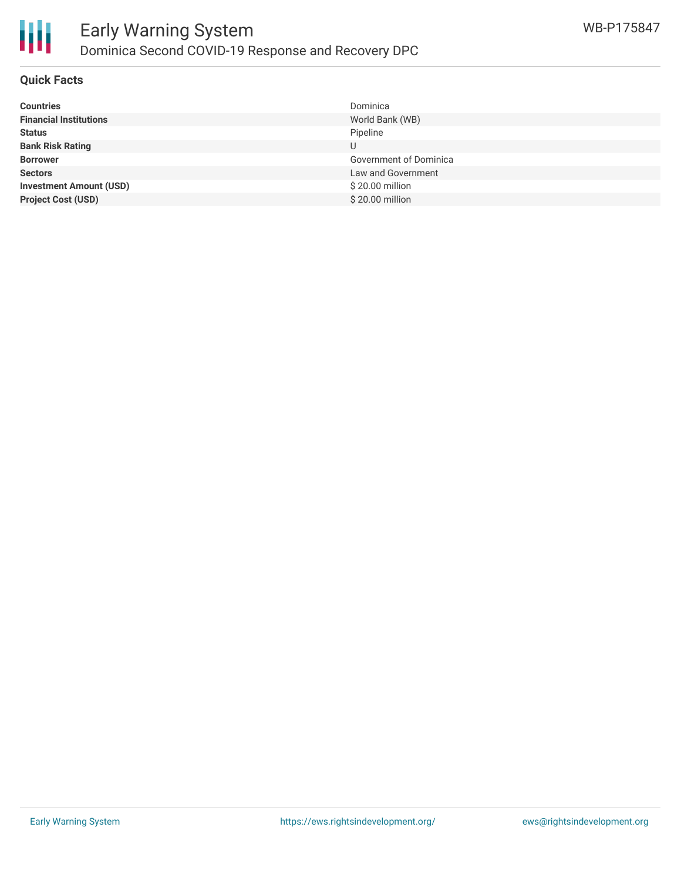# Early Warning System

## Dominica Second COVID-19 Response and Recovery DPC

WB-P175847

### Quick Facts

| | |
|---|---|
| **Countries** | Dominica |
| **Financial Institutions** | World Bank (WB) |
| **Status** | Pipeline |
| **Bank Risk Rating** | U |
| **Borrower** | Government of Dominica |
| **Sectors** | Law and Government |
| **Investment Amount (USD)** | $ 20.00 million |
| **Project Cost (USD)** | $ 20.00 million |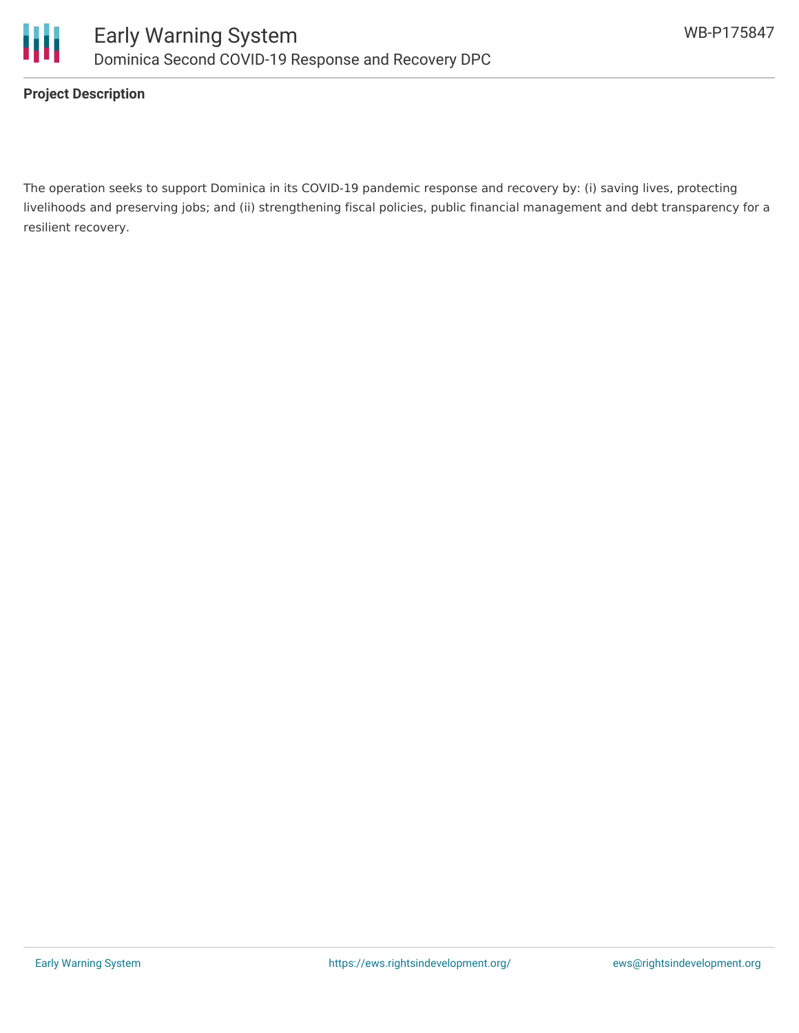**Project Description**

The operation seeks to support Dominica in its COVID-19 pandemic response and recovery by: (i) saving lives, protecting livelihoods and preserving jobs; and (ii) strengthening fiscal policies, public financial management and debt transparency for a resilient recovery.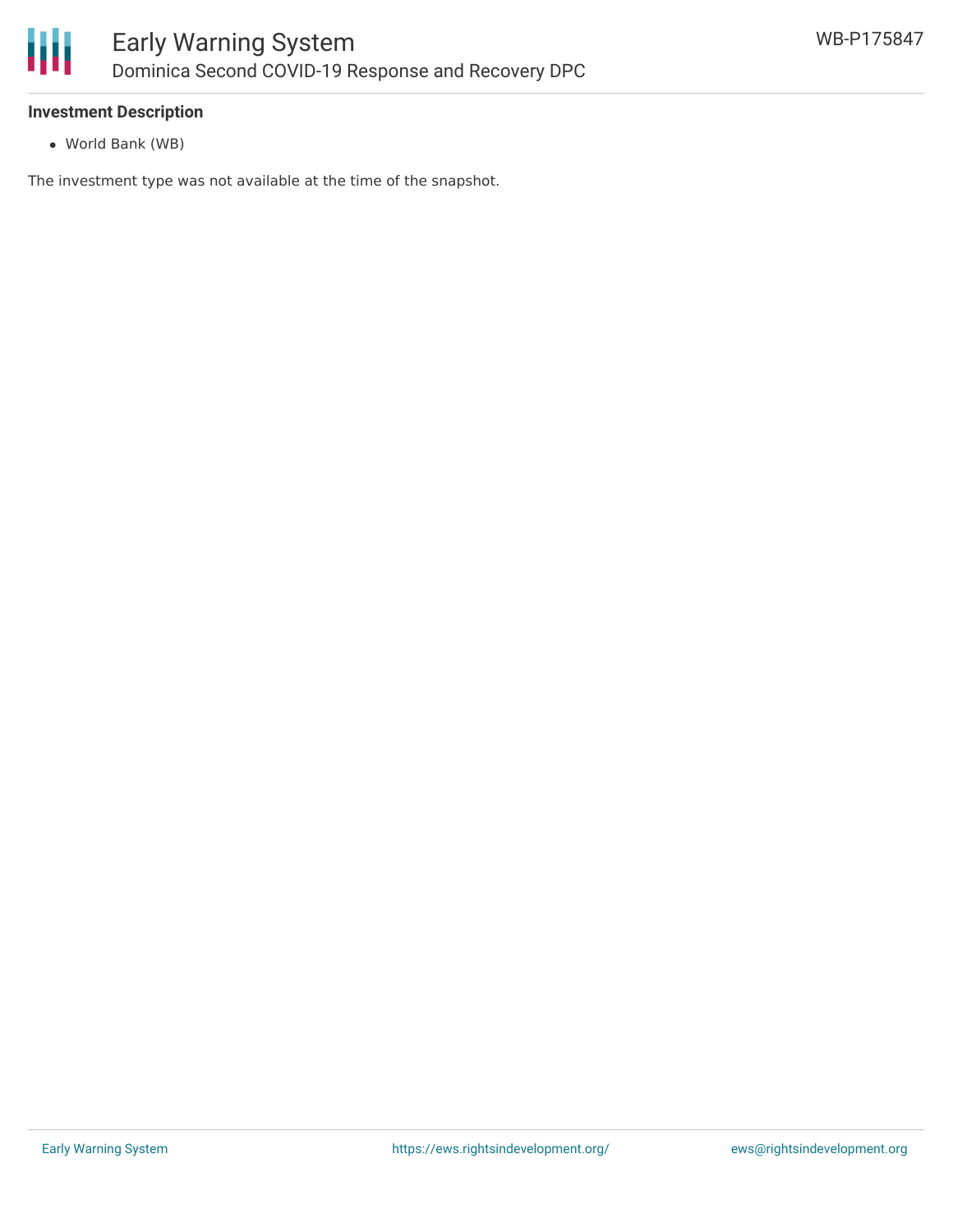**Investment Description**

- World Bank (WB)

The investment type was not available at the time of the snapshot.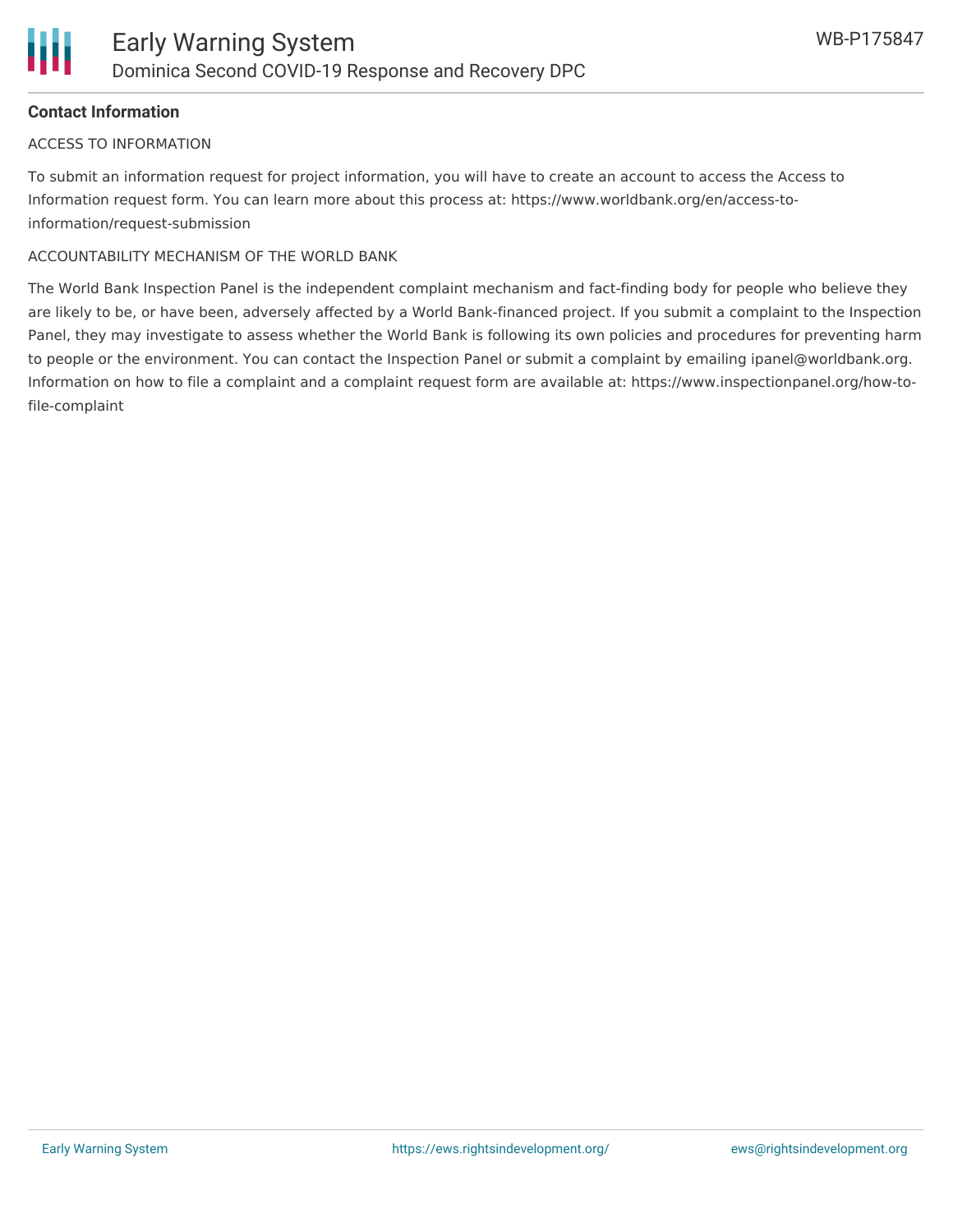**Contact Information**

ACCESS TO INFORMATION

To submit an information request for project information, you will have to create an account to access the Access to Information request form. You can learn more about this process at: https://www.worldbank.org/en/access-to-information/request-submission

ACCOUNTABILITY MECHANISM OF THE WORLD BANK

The World Bank Inspection Panel is the independent complaint mechanism and fact-finding body for people who believe they are likely to be, or have been, adversely affected by a World Bank-financed project. If you submit a complaint to the Inspection Panel, they may investigate to assess whether the World Bank is following its own policies and procedures for preventing harm to people or the environment. You can contact the Inspection Panel or submit a complaint by emailing ipanel@worldbank.org. Information on how to file a complaint and a complaint request form are available at: https://www.inspectionpanel.org/how-to-file-complaint